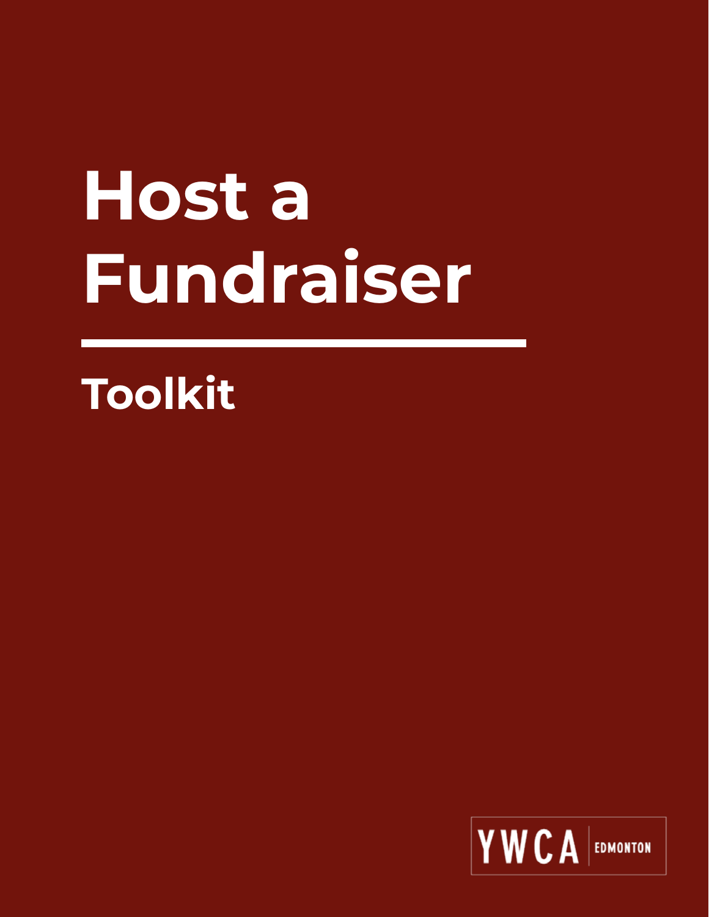# Host a Fundraiser

## Toolkit

YWCA EDMONTON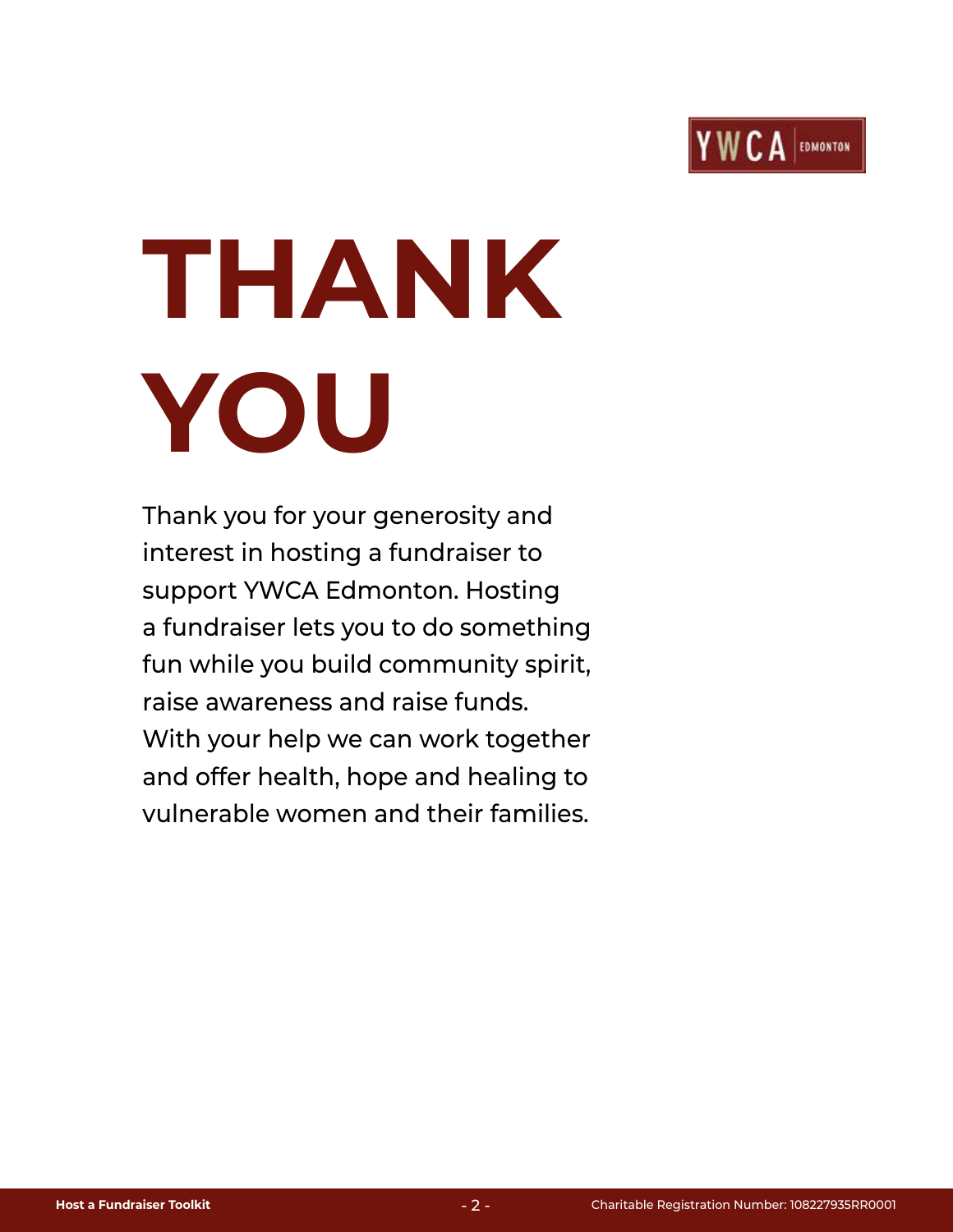# THANK YOU

Thank you for your generosity and interest in hosting a fundraiser to support YWCA Edmonton. Hosting a fundraiser lets you to do something fun while you build community spirit, raise awareness and raise funds. With your help we can work together and offer health, hope and healing to vulnerable women and their families.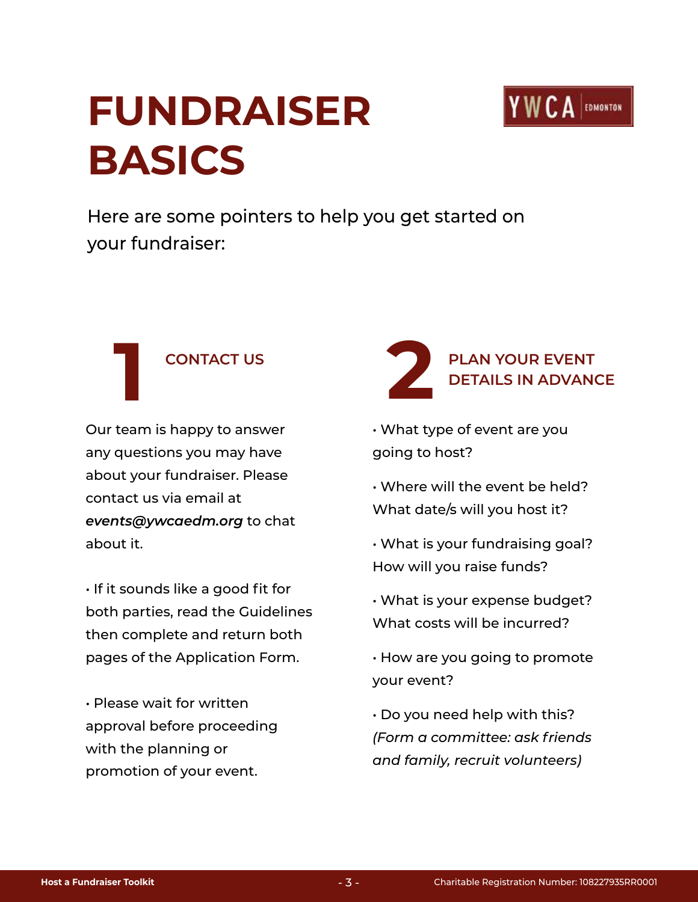# FUNDRAISER BASICS

Here are some pointers to help you get started on your fundraiser:

## 1 CONTACT US

Our team is happy to answer any questions you may have about your fundraiser. Please contact us via email at ***events@ywcaedm.org*** to chat about it.

• If it sounds like a good fit for both parties, read the Guidelines then complete and return both pages of the Application Form.

• Please wait for written approval before proceeding with the planning or promotion of your event.

## 2 PLAN YOUR EVENT DETAILS IN ADVANCE

• What type of event are you going to host?

• Where will the event be held? What date/s will you host it?

• What is your fundraising goal? How will you raise funds?

• What is your expense budget? What costs will be incurred?

• How are you going to promote your event?

• Do you need help with this? *(Form a committee: ask friends and family, recruit volunteers)*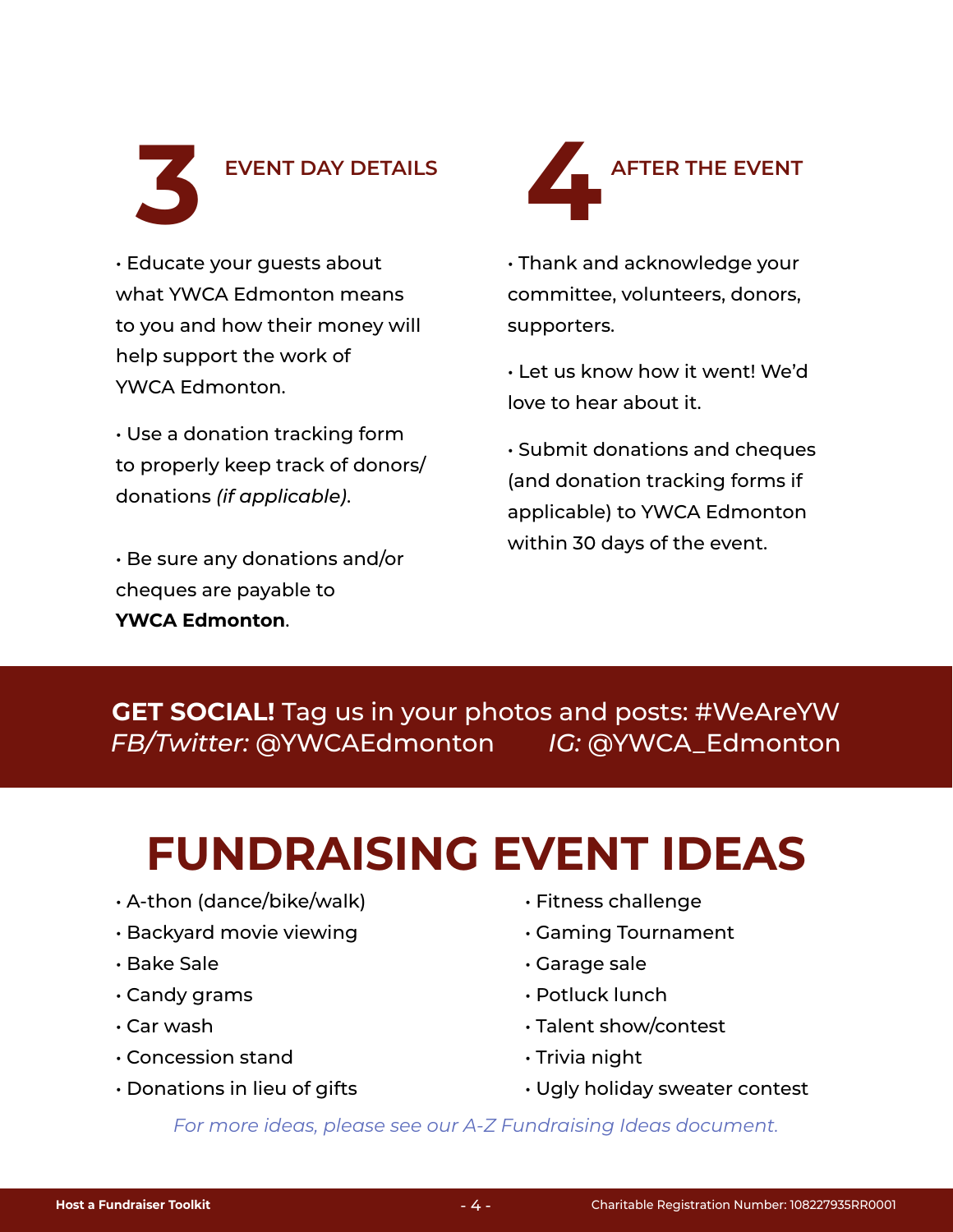## 3 EVENT DAY DETAILS

- Educate your guests about what YWCA Edmonton means to you and how their money will help support the work of YWCA Edmonton.
- Use a donation tracking form to properly keep track of donors/ donations *(if applicable)*.
- Be sure any donations and/or cheques are payable to **YWCA Edmonton**.

## 4 AFTER THE EVENT

- Thank and acknowledge your committee, volunteers, donors, supporters.
- Let us know how it went! We'd love to hear about it.
- Submit donations and cheques (and donation tracking forms if applicable) to YWCA Edmonton within 30 days of the event.

**GET SOCIAL!** Tag us in your photos and posts: #WeAreYW
*FB/Twitter:* @YWCAEdmonton *IG:* @YWCA_Edmonton

# FUNDRAISING EVENT IDEAS

- A-thon (dance/bike/walk)
- Backyard movie viewing
- Bake Sale
- Candy grams
- Car wash
- Concession stand
- Donations in lieu of gifts
- Fitness challenge
- Gaming Tournament
- Garage sale
- Potluck lunch
- Talent show/contest
- Trivia night
- Ugly holiday sweater contest

*For more ideas, please see our A-Z Fundraising Ideas document.*